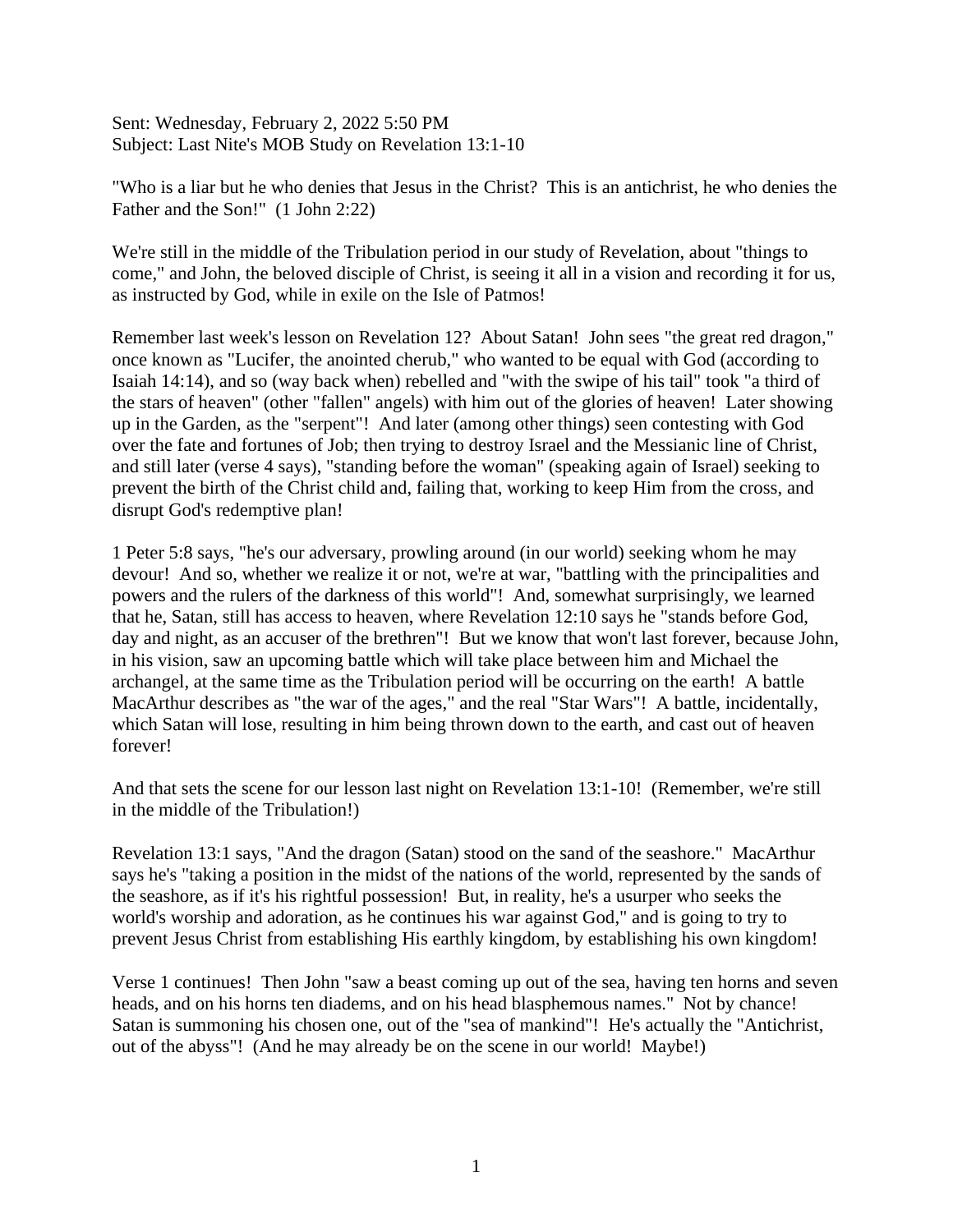Sent: Wednesday, February 2, 2022 5:50 PM
Subject: Last Nite's MOB Study on Revelation 13:1-10

"Who is a liar but he who denies that Jesus in the Christ? This is an antichrist, he who denies the Father and the Son!" (1 John 2:22)

We're still in the middle of the Tribulation period in our study of Revelation, about "things to come," and John, the beloved disciple of Christ, is seeing it all in a vision and recording it for us, as instructed by God, while in exile on the Isle of Patmos!

Remember last week's lesson on Revelation 12? About Satan! John sees "the great red dragon," once known as "Lucifer, the anointed cherub," who wanted to be equal with God (according to Isaiah 14:14), and so (way back when) rebelled and "with the swipe of his tail" took "a third of the stars of heaven" (other "fallen" angels) with him out of the glories of heaven! Later showing up in the Garden, as the "serpent"! And later (among other things) seen contesting with God over the fate and fortunes of Job; then trying to destroy Israel and the Messianic line of Christ, and still later (verse 4 says), "standing before the woman" (speaking again of Israel) seeking to prevent the birth of the Christ child and, failing that, working to keep Him from the cross, and disrupt God's redemptive plan!

1 Peter 5:8 says, "he's our adversary, prowling around (in our world) seeking whom he may devour! And so, whether we realize it or not, we're at war, "battling with the principalities and powers and the rulers of the darkness of this world"! And, somewhat surprisingly, we learned that he, Satan, still has access to heaven, where Revelation 12:10 says he "stands before God, day and night, as an accuser of the brethren"! But we know that won't last forever, because John, in his vision, saw an upcoming battle which will take place between him and Michael the archangel, at the same time as the Tribulation period will be occurring on the earth! A battle MacArthur describes as "the war of the ages," and the real "Star Wars"! A battle, incidentally, which Satan will lose, resulting in him being thrown down to the earth, and cast out of heaven forever!

And that sets the scene for our lesson last night on Revelation 13:1-10! (Remember, we're still in the middle of the Tribulation!)

Revelation 13:1 says, "And the dragon (Satan) stood on the sand of the seashore." MacArthur says he's "taking a position in the midst of the nations of the world, represented by the sands of the seashore, as if it's his rightful possession! But, in reality, he's a usurper who seeks the world's worship and adoration, as he continues his war against God," and is going to try to prevent Jesus Christ from establishing His earthly kingdom, by establishing his own kingdom!

Verse 1 continues! Then John "saw a beast coming up out of the sea, having ten horns and seven heads, and on his horns ten diadems, and on his head blasphemous names." Not by chance! Satan is summoning his chosen one, out of the "sea of mankind"! He's actually the "Antichrist, out of the abyss"! (And he may already be on the scene in our world! Maybe!)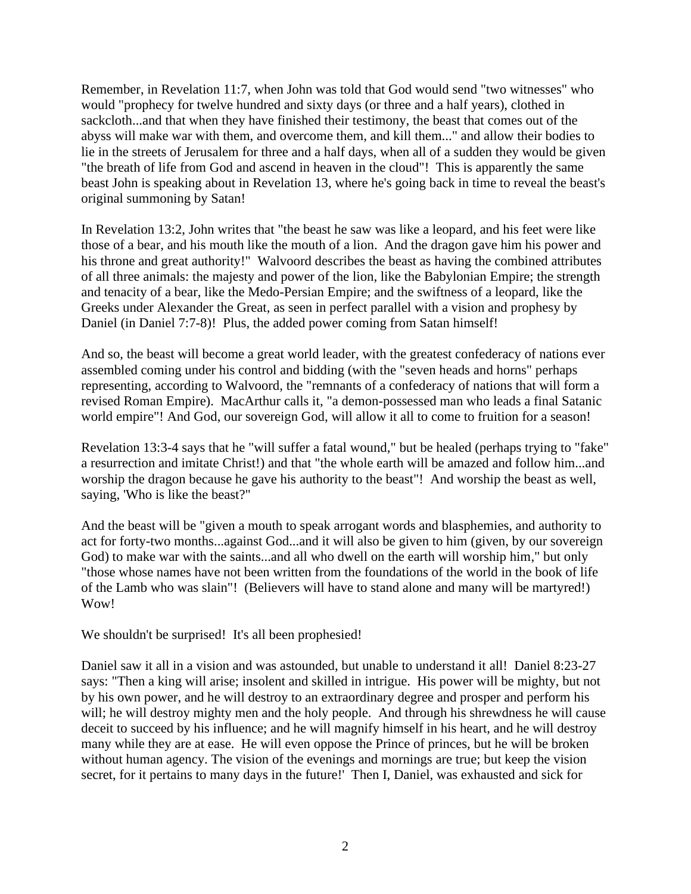Remember, in Revelation 11:7, when John was told that God would send "two witnesses" who would "prophecy for twelve hundred and sixty days (or three and a half years), clothed in sackcloth...and that when they have finished their testimony, the beast that comes out of the abyss will make war with them, and overcome them, and kill them..." and allow their bodies to lie in the streets of Jerusalem for three and a half days, when all of a sudden they would be given "the breath of life from God and ascend in heaven in the cloud"! This is apparently the same beast John is speaking about in Revelation 13, where he's going back in time to reveal the beast's original summoning by Satan!

In Revelation 13:2, John writes that "the beast he saw was like a leopard, and his feet were like those of a bear, and his mouth like the mouth of a lion. And the dragon gave him his power and his throne and great authority!" Walvoord describes the beast as having the combined attributes of all three animals: the majesty and power of the lion, like the Babylonian Empire; the strength and tenacity of a bear, like the Medo-Persian Empire; and the swiftness of a leopard, like the Greeks under Alexander the Great, as seen in perfect parallel with a vision and prophesy by Daniel (in Daniel 7:7-8)! Plus, the added power coming from Satan himself!

And so, the beast will become a great world leader, with the greatest confederacy of nations ever assembled coming under his control and bidding (with the "seven heads and horns" perhaps representing, according to Walvoord, the "remnants of a confederacy of nations that will form a revised Roman Empire). MacArthur calls it, "a demon-possessed man who leads a final Satanic world empire"! And God, our sovereign God, will allow it all to come to fruition for a season!

Revelation 13:3-4 says that he "will suffer a fatal wound," but be healed (perhaps trying to "fake" a resurrection and imitate Christ!) and that "the whole earth will be amazed and follow him...and worship the dragon because he gave his authority to the beast"! And worship the beast as well, saying, 'Who is like the beast?"

And the beast will be "given a mouth to speak arrogant words and blasphemies, and authority to act for forty-two months...against God...and it will also be given to him (given, by our sovereign God) to make war with the saints...and all who dwell on the earth will worship him," but only "those whose names have not been written from the foundations of the world in the book of life of the Lamb who was slain"! (Believers will have to stand alone and many will be martyred!) Wow!

We shouldn't be surprised! It's all been prophesied!

Daniel saw it all in a vision and was astounded, but unable to understand it all! Daniel 8:23-27 says: "Then a king will arise; insolent and skilled in intrigue. His power will be mighty, but not by his own power, and he will destroy to an extraordinary degree and prosper and perform his will; he will destroy mighty men and the holy people. And through his shrewdness he will cause deceit to succeed by his influence; and he will magnify himself in his heart, and he will destroy many while they are at ease. He will even oppose the Prince of princes, but he will be broken without human agency. The vision of the evenings and mornings are true; but keep the vision secret, for it pertains to many days in the future!' Then I, Daniel, was exhausted and sick for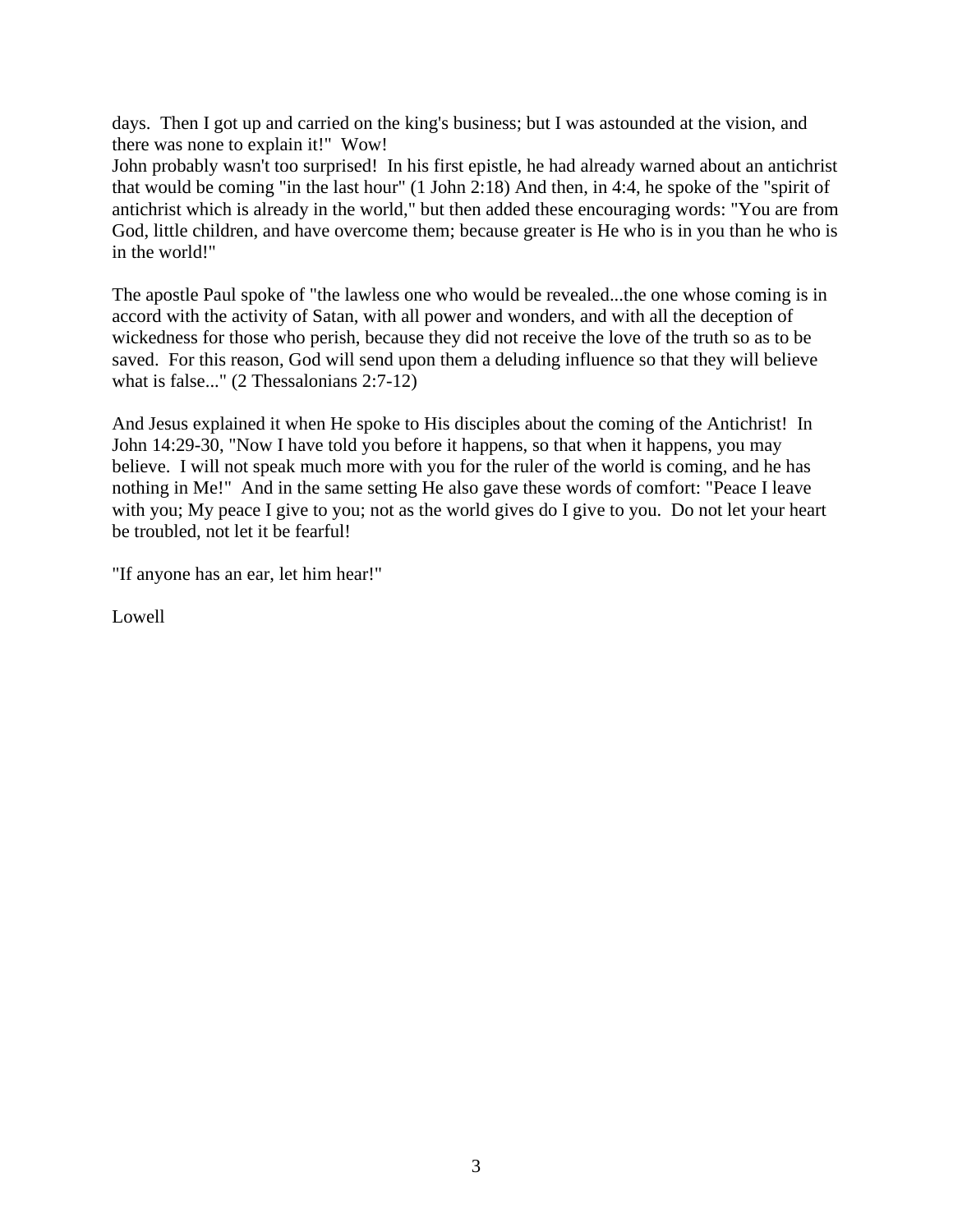days. Then I got up and carried on the king's business; but I was astounded at the vision, and there was none to explain it!" Wow!
John probably wasn't too surprised! In his first epistle, he had already warned about an antichrist that would be coming "in the last hour" (1 John 2:18) And then, in 4:4, he spoke of the "spirit of antichrist which is already in the world," but then added these encouraging words: "You are from God, little children, and have overcome them; because greater is He who is in you than he who is in the world!"

The apostle Paul spoke of "the lawless one who would be revealed...the one whose coming is in accord with the activity of Satan, with all power and wonders, and with all the deception of wickedness for those who perish, because they did not receive the love of the truth so as to be saved. For this reason, God will send upon them a deluding influence so that they will believe what is false..." (2 Thessalonians 2:7-12)

And Jesus explained it when He spoke to His disciples about the coming of the Antichrist! In John 14:29-30, "Now I have told you before it happens, so that when it happens, you may believe. I will not speak much more with you for the ruler of the world is coming, and he has nothing in Me!" And in the same setting He also gave these words of comfort: "Peace I leave with you; My peace I give to you; not as the world gives do I give to you. Do not let your heart be troubled, not let it be fearful!

"If anyone has an ear, let him hear!"

Lowell